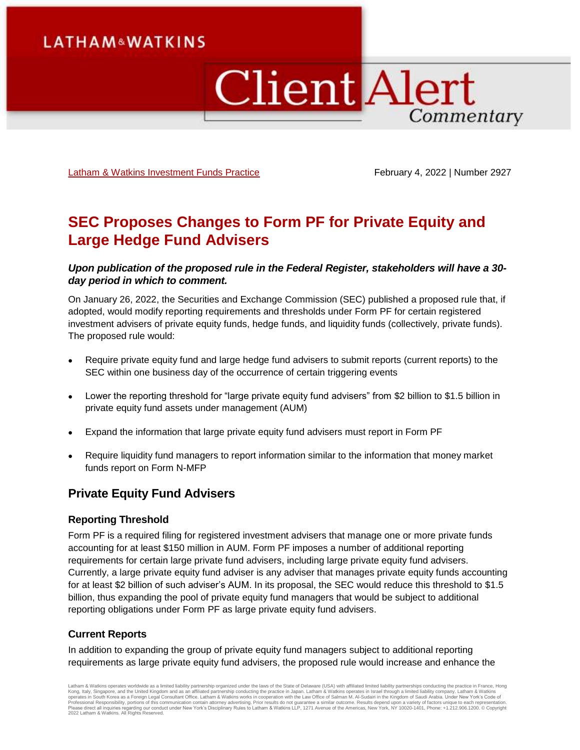# SEC Proposes Changes to Form PF for Private Equity and Large Hedge Fund Advisers

Latham & Watkins Investment Funds Practice

February 4, 2022 | Number 2927

***Upon publication of the proposed rule in the Federal Register, stakeholders will have a 30-day period in which to comment.***

On January 26, 2022, the Securities and Exchange Commission (SEC) published a proposed rule that, if adopted, would modify reporting requirements and thresholds under Form PF for certain registered investment advisers of private equity funds, hedge funds, and liquidity funds (collectively, private funds). The proposed rule would:

- Require private equity fund and large hedge fund advisers to submit reports (current reports) to the SEC within one business day of the occurrence of certain triggering events
- Lower the reporting threshold for "large private equity fund advisers" from $2 billion to $1.5 billion in private equity fund assets under management (AUM)
- Expand the information that large private equity fund advisers must report in Form PF
- Require liquidity fund managers to report information similar to the information that money market funds report on Form N-MFP

## Private Equity Fund Advisers

### Reporting Threshold

Form PF is a required filing for registered investment advisers that manage one or more private funds accounting for at least $150 million in AUM. Form PF imposes a number of additional reporting requirements for certain large private fund advisers, including large private equity fund advisers. Currently, a large private equity fund adviser is any adviser that manages private equity funds accounting for at least $2 billion of such adviser's AUM. In its proposal, the SEC would reduce this threshold to $1.5 billion, thus expanding the pool of private equity fund managers that would be subject to additional reporting obligations under Form PF as large private equity fund advisers.

### Current Reports

In addition to expanding the group of private equity fund managers subject to additional reporting requirements as large private equity fund advisers, the proposed rule would increase and enhance the

Latham & Watkins operates worldwide as a limited liability partnership organized under the laws of the State of Delaware (USA) with affiliated limited liability partnerships conducting the practice in France, Hong Kong, Italy, Singapore, and the United Kingdom and as an affiliated partnership conducting the practice in Japan. Latham & Watkins operates in Israel through a limited liability company. Latham & Watkins operates in South Korea as a Foreign Legal Consultant Office. Latham & Watkins works in cooperation with the Law Office of Salman M. Al-Sudairi in the Kingdom of Saudi Arabia. Under New York's Code of Professional Responsibility, portions of this communication contain attorney advertising. Prior results do not guarantee a similar outcome. Results depend upon a variety of factors unique to each representation. Please direct all inquiries regarding our conduct under New York's Disciplinary Rules to Latham & Watkins LLP, 1271 Avenue of the Americas, New York, NY 10020-1401, Phone: +1.212.906.1200. © Copyright 2022 Latham & Watkins. All Rights Reserved.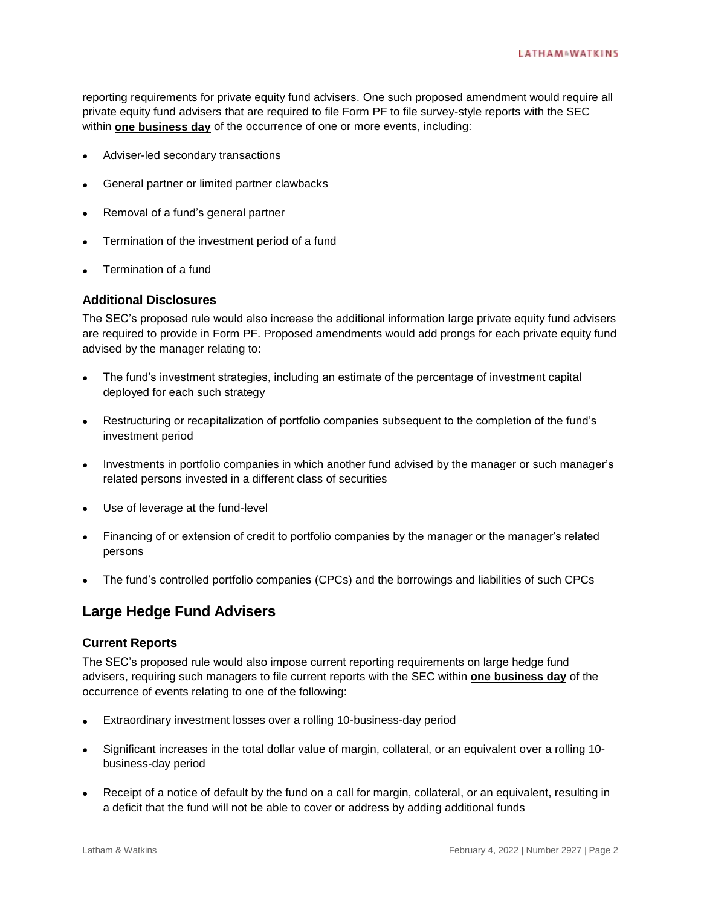reporting requirements for private equity fund advisers. One such proposed amendment would require all private equity fund advisers that are required to file Form PF to file survey-style reports with the SEC within **one business day** of the occurrence of one or more events, including:

- Adviser-led secondary transactions
- General partner or limited partner clawbacks
- Removal of a fund's general partner
- Termination of the investment period of a fund
- Termination of a fund

### Additional Disclosures

The SEC's proposed rule would also increase the additional information large private equity fund advisers are required to provide in Form PF. Proposed amendments would add prongs for each private equity fund advised by the manager relating to:

- The fund's investment strategies, including an estimate of the percentage of investment capital deployed for each such strategy
- Restructuring or recapitalization of portfolio companies subsequent to the completion of the fund's investment period
- Investments in portfolio companies in which another fund advised by the manager or such manager's related persons invested in a different class of securities
- Use of leverage at the fund-level
- Financing of or extension of credit to portfolio companies by the manager or the manager's related persons
- The fund's controlled portfolio companies (CPCs) and the borrowings and liabilities of such CPCs

## Large Hedge Fund Advisers

### Current Reports

The SEC's proposed rule would also impose current reporting requirements on large hedge fund advisers, requiring such managers to file current reports with the SEC within **one business day** of the occurrence of events relating to one of the following:

- Extraordinary investment losses over a rolling 10-business-day period
- Significant increases in the total dollar value of margin, collateral, or an equivalent over a rolling 10-business-day period
- Receipt of a notice of default by the fund on a call for margin, collateral, or an equivalent, resulting in a deficit that the fund will not be able to cover or address by adding additional funds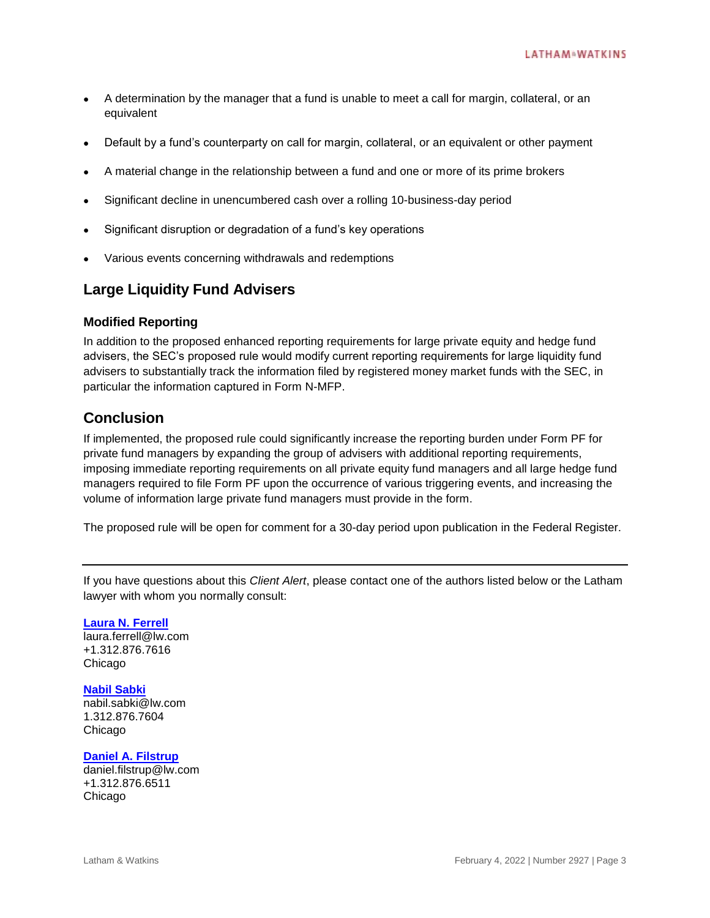- A determination by the manager that a fund is unable to meet a call for margin, collateral, or an equivalent
- Default by a fund's counterparty on call for margin, collateral, or an equivalent or other payment
- A material change in the relationship between a fund and one or more of its prime brokers
- Significant decline in unencumbered cash over a rolling 10-business-day period
- Significant disruption or degradation of a fund's key operations
- Various events concerning withdrawals and redemptions

## Large Liquidity Fund Advisers

### Modified Reporting

In addition to the proposed enhanced reporting requirements for large private equity and hedge fund advisers, the SEC's proposed rule would modify current reporting requirements for large liquidity fund advisers to substantially track the information filed by registered money market funds with the SEC, in particular the information captured in Form N-MFP.

## Conclusion

If implemented, the proposed rule could significantly increase the reporting burden under Form PF for private fund managers by expanding the group of advisers with additional reporting requirements, imposing immediate reporting requirements on all private equity fund managers and all large hedge fund managers required to file Form PF upon the occurrence of various triggering events, and increasing the volume of information large private fund managers must provide in the form.

The proposed rule will be open for comment for a 30-day period upon publication in the Federal Register.

---

If you have questions about this *Client Alert*, please contact one of the authors listed below or the Latham lawyer with whom you normally consult:

**Laura N. Ferrell**
laura.ferrell@lw.com
+1.312.876.7616
Chicago

**Nabil Sabki**
nabil.sabki@lw.com
1.312.876.7604
Chicago

**Daniel A. Filstrup**
daniel.filstrup@lw.com
+1.312.876.6511
Chicago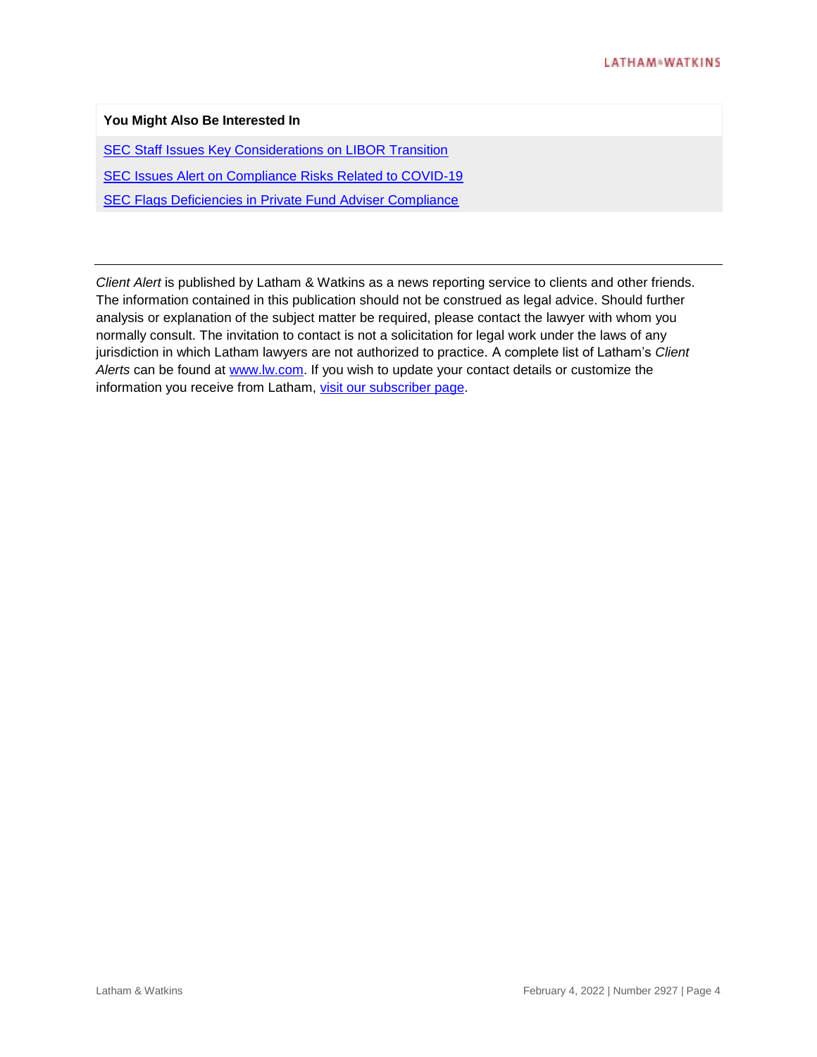**You Might Also Be Interested In**

[SEC Staff Issues Key Considerations on LIBOR Transition]

[SEC Issues Alert on Compliance Risks Related to COVID-19]

[SEC Flags Deficiencies in Private Fund Adviser Compliance]

---

*Client Alert* is published by Latham & Watkins as a news reporting service to clients and other friends. The information contained in this publication should not be construed as legal advice. Should further analysis or explanation of the subject matter be required, please contact the lawyer with whom you normally consult. The invitation to contact is not a solicitation for legal work under the laws of any jurisdiction in which Latham lawyers are not authorized to practice. A complete list of Latham's *Client Alerts* can be found at www.lw.com. If you wish to update your contact details or customize the information you receive from Latham, visit our subscriber page.